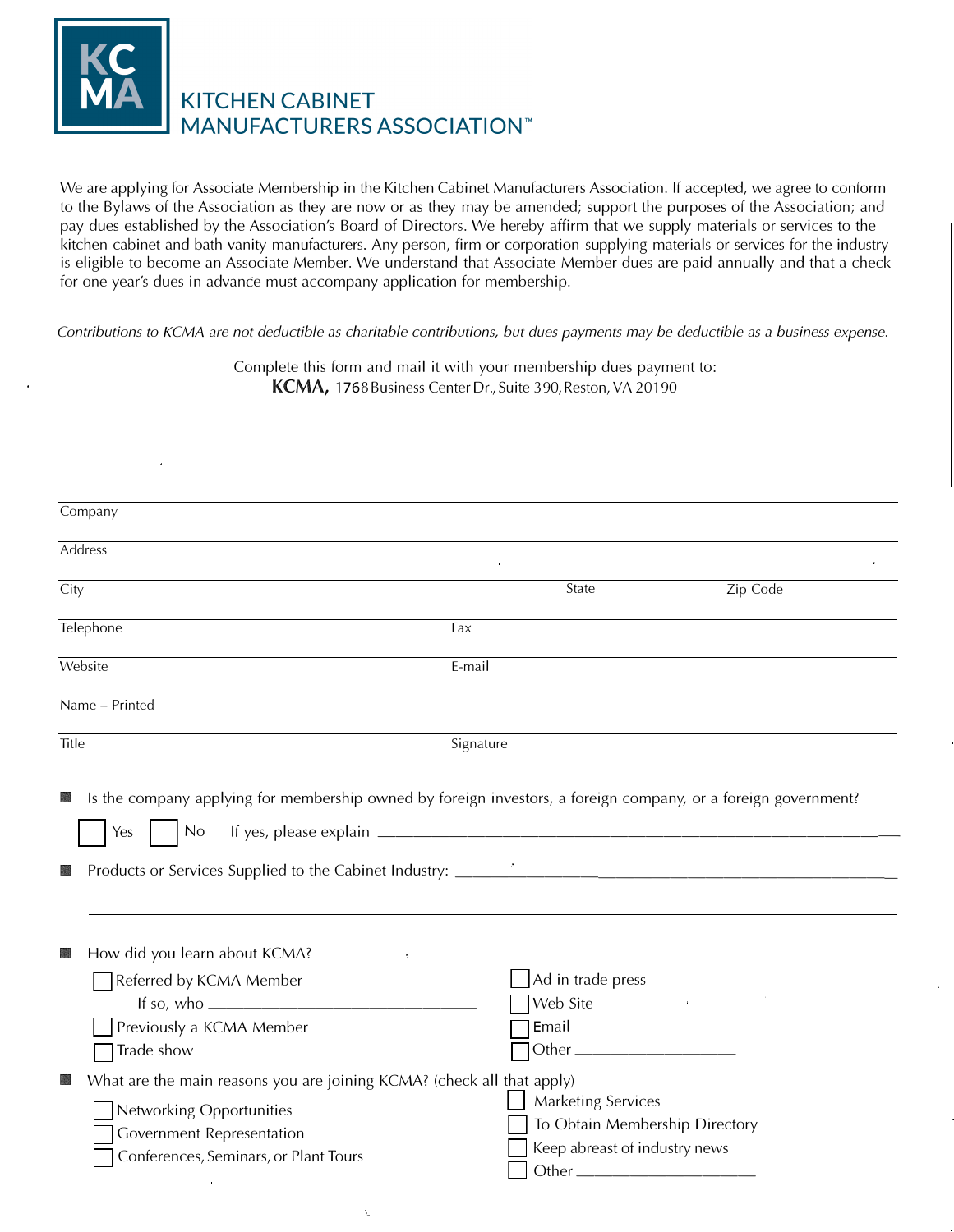# KCMA

## KITCHEN CABINET MANUFACTURERS ASSOCIATION™

We are applying for Associate Membership in the Kitchen Cabinet Manufacturers Association. If accepted, we agree to conform to the Bylaws of the Association as they are now or as they may be amended; support the purposes of the Association; and pay dues established by the Association's Board of Directors. We hereby affirm that we supply materials or services to the kitchen cabinet and bath vanity manufacturers. Any person, firm or corporation supplying materials or services for the industry is eligible to become an Associate Member. We understand that Associate Member dues are paid annually and that a check for one year's dues in advance must accompany application for membership.

*Contributions to KCMA are not deductible as charitable contributions, but dues payments may be deductible as a business expense.*

Complete this form and mail it with your membership dues payment to:
**KCMA,** 1768 Business Center Dr., Suite 390, Reston, VA 20190

Company ______________________________________________

Address ______________________________________________

City ______________________ State __________ Zip Code __________

Telephone ______________________ Fax ______________________

Website ______________________ E-mail ______________________

Name – Printed ______________________________________________

Title ______________________ Signature ______________________

- Is the company applying for membership owned by foreign investors, a foreign company, or a foreign government?

  ☐ Yes ☐ No If yes, please explain ______________________________________________

- Products or Services Supplied to the Cabinet Industry: ______________________________________________

  ______________________________________________

- How did you learn about KCMA?
  - ☐ Referred by KCMA Member
    If so, who ______________________
  - ☐ Previously a KCMA Member
  - ☐ Trade show
  - ☐ Ad in trade press
  - ☐ Web Site
  - ☐ Email
  - ☐ Other ______________________

- What are the main reasons you are joining KCMA? (check all that apply)
  - ☐ Networking Opportunities
  - ☐ Government Representation
  - ☐ Conferences, Seminars, or Plant Tours
  - ☐ Marketing Services
  - ☐ To Obtain Membership Directory
  - ☐ Keep abreast of industry news
  - ☐ Other ______________________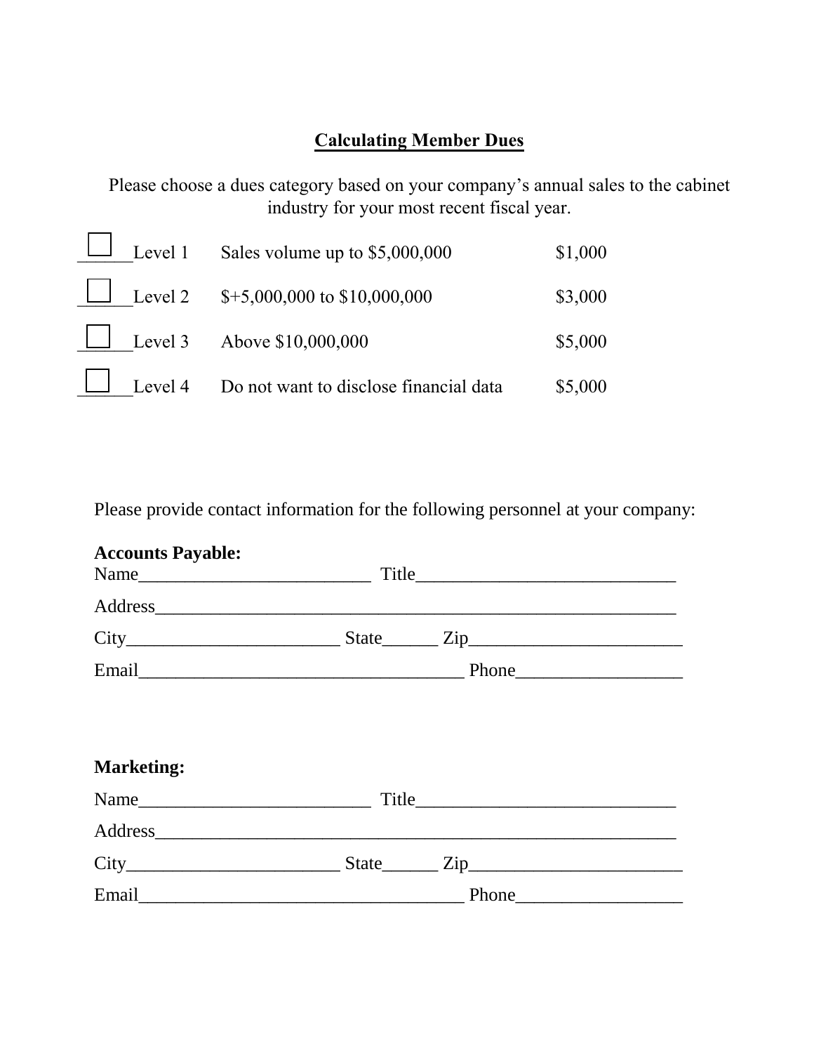## Calculating Member Dues

Please choose a dues category based on your company's annual sales to the cabinet industry for your most recent fiscal year.

| | Level | Description | Dues |
|---|---|---|---|
| ☐ ______ | Level 1 | Sales volume up to $5,000,000 | $1,000 |
| ☐ ______ | Level 2 | $+5,000,000 to $10,000,000 | $3,000 |
| ☐ ______ | Level 3 | Above $10,000,000 | $5,000 |
| ☐ ______ | Level 4 | Do not want to disclose financial data | $5,000 |

Please provide contact information for the following personnel at your company:

**Accounts Payable:**

Name_________________________ Title____________________________

Address________________________________________________________

City_______________________ State______ Zip_______________________

Email___________________________________ Phone__________________

**Marketing:**

Name_________________________ Title____________________________

Address________________________________________________________

City_______________________ State______ Zip_______________________

Email___________________________________ Phone__________________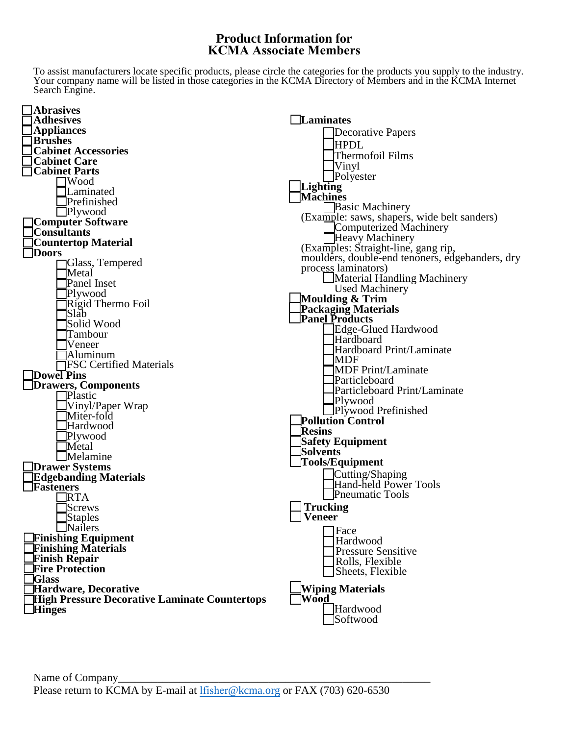# Product Information for KCMA Associate Members

To assist manufacturers locate specific products, please circle the categories for the products you supply to the industry. Your company name will be listed in those categories in the KCMA Directory of Members and in the KCMA Internet Search Engine.

- ☐ **Abrasives**
- ☐ **Adhesives**
- ☐ **Appliances**
- ☐ **Brushes**
- ☐ **Cabinet Accessories**
- ☐ **Cabinet Care**
- ☐ **Cabinet Parts**
  - ☐ Wood
  - ☐ Laminated
  - ☐ Prefinished
  - ☐ Plywood
- ☐ **Computer Software**
- ☐ **Consultants**
- ☐ **Countertop Material**
- ☐ **Doors**
  - ☐ Glass, Tempered
  - ☐ Metal
  - ☐ Panel Inset
  - ☐ Plywood
  - ☐ Rigid Thermo Foil
  - ☐ Slab
  - ☐ Solid Wood
  - ☐ Tambour
  - ☐ Veneer
  - ☐ Aluminum
  - ☐ FSC Certified Materials
- ☐ **Dowel Pins**
- ☐ **Drawers, Components**
  - ☐ Plastic
  - ☐ Vinyl/Paper Wrap
  - ☐ Miter-fold
  - ☐ Hardwood
  - ☐ Plywood
  - ☐ Metal
  - ☐ Melamine
- ☐ **Drawer Systems**
- ☐ **Edgebanding Materials**
- ☐ **Fasteners**
  - ☐ RTA
  - ☐ Screws
  - ☐ Staples
  - ☐ Nailers
- ☐ **Finishing Equipment**
- ☐ **Finishing Materials**
- ☐ **Finish Repair**
- ☐ **Fire Protection**
- ☐ **Glass**
- ☐ **Hardware, Decorative**
- ☐ **High Pressure Decorative Laminate Countertops**
- ☐ **Hinges**
- ☐ **Laminates**
  - ☐ Decorative Papers
  - ☐ HPDL
  - ☐ Thermofoil Films
  - ☐ Vinyl
  - ☐ Polyester
- ☐ **Lighting**
- ☐ **Machines**
  - ☐ Basic Machinery

    (Example: saws, shapers, wide belt sanders)
  - ☐ Computerized Machinery
  - ☐ Heavy Machinery

    (Examples: Straight-line, gang rip, moulders, double-end tenoners, edgebanders, dry process laminators)
  - ☐ Material Handling Machinery
  - Used Machinery
- ☐ **Moulding & Trim**
- ☐ **Packaging Materials**
- ☐ **Panel Products**
  - ☐ Edge-Glued Hardwood
  - ☐ Hardboard
  - ☐ Hardboard Print/Laminate
  - ☐ MDF
  - ☐ MDF Print/Laminate
  - ☐ Particleboard
  - ☐ Particleboard Print/Laminate
  - ☐ Plywood
  - ☐ Plywood Prefinished
- ☐ **Pollution Control**
- ☐ **Resins**
- ☐ **Safety Equipment**
- ☐ **Solvents**
- ☐ **Tools/Equipment**
  - ☐ Cutting/Shaping
  - ☐ Hand-held Power Tools
  - ☐ Pneumatic Tools
- ☐ **Trucking**
- ☐ **Veneer**
  - ☐ Face
  - ☐ Hardwood
  - ☐ Pressure Sensitive
  - ☐ Rolls, Flexible
  - ☐ Sheets, Flexible
- ☐ **Wiping Materials**
- ☐ **Wood**
  - ☐ Hardwood
  - ☐ Softwood

Name of Company\_\_\_\_\_\_\_\_\_\_\_\_\_\_\_\_\_\_\_\_\_\_\_\_\_\_\_\_\_\_\_\_\_\_\_\_\_\_\_\_\_\_\_\_\_\_\_\_\_\_\_\_\_\_

Please return to KCMA by E-mail at lfisher@kcma.org or FAX (703) 620-6530